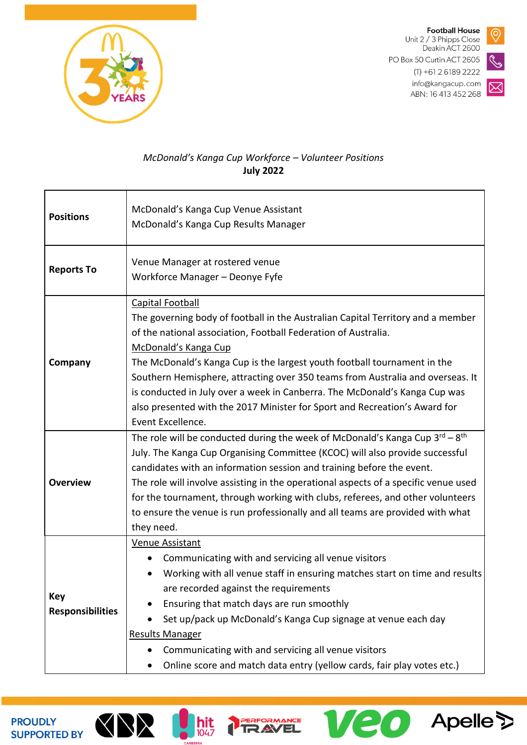Football House
Unit 2 / 3 Phipps Close
Deakin ACT 2600
PO Box 50 Curtin ACT 2605
(T) +61 2 6189 2222
info@kangacup.com
ABN: 16 413 452 268

*McDonald's Kanga Cup Workforce – Volunteer Positions*
**July 2022**

| | |
|---|---|
| **Positions** | McDonald's Kanga Cup Venue Assistant<br>McDonald's Kanga Cup Results Manager |
| **Reports To** | Venue Manager at rostered venue<br>Workforce Manager – Deonye Fyfe |
| **Company** | Capital Football<br>The governing body of football in the Australian Capital Territory and a member of the national association, Football Federation of Australia.<br>McDonald's Kanga Cup<br>The McDonald's Kanga Cup is the largest youth football tournament in the Southern Hemisphere, attracting over 350 teams from Australia and overseas. It is conducted in July over a week in Canberra. The McDonald's Kanga Cup was also presented with the 2017 Minister for Sport and Recreation's Award for Event Excellence. |
| **Overview** | The role will be conducted during the week of McDonald's Kanga Cup 3rd – 8th July. The Kanga Cup Organising Committee (KCOC) will also provide successful candidates with an information session and training before the event.<br>The role will involve assisting in the operational aspects of a specific venue used for the tournament, through working with clubs, referees, and other volunteers to ensure the venue is run professionally and all teams are provided with what they need. |
| **Key Responsibilities** | Venue Assistant<br>• Communicating with and servicing all venue visitors<br>• Working with all venue staff in ensuring matches start on time and results are recorded against the requirements<br>• Ensuring that match days are run smoothly<br>• Set up/pack up McDonald's Kanga Cup signage at venue each day<br>Results Manager<br>• Communicating with and servicing all venue visitors<br>• Online score and match data entry (yellow cards, fair play votes etc.) |

PROUDLY SUPPORTED BY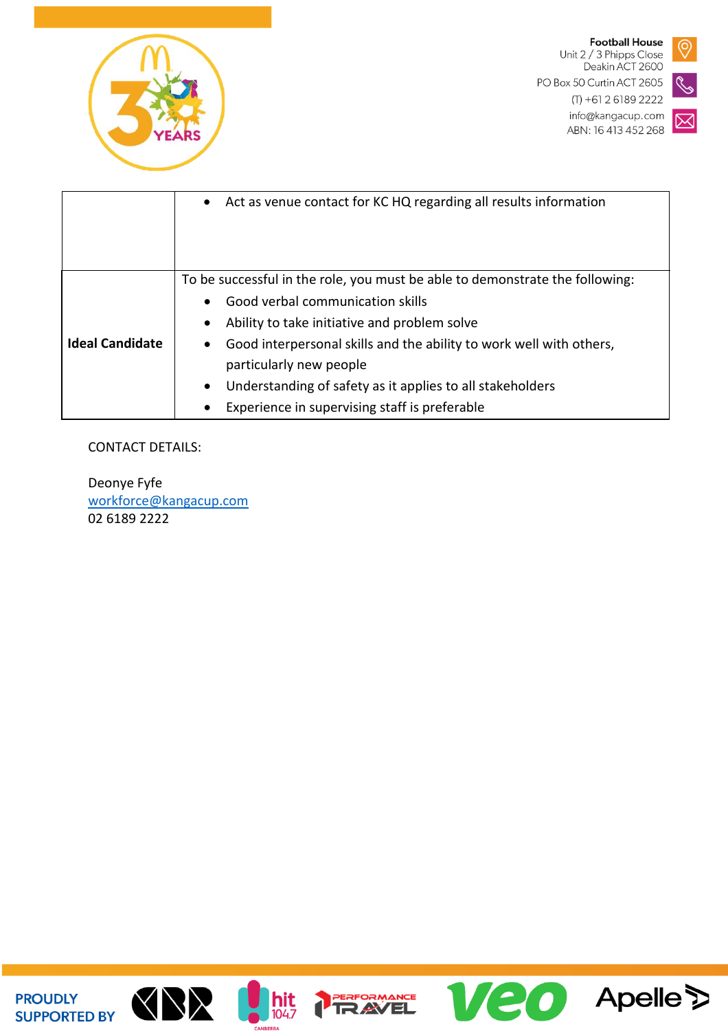| | |
|---|---|
| | • Act as venue contact for KC HQ regarding all results information |
| **Ideal Candidate** | To be successful in the role, you must be able to demonstrate the following:<br>• Good verbal communication skills<br>• Ability to take initiative and problem solve<br>• Good interpersonal skills and the ability to work well with others, particularly new people<br>• Understanding of safety as it applies to all stakeholders<br>• Experience in supervising staff is preferable |

CONTACT DETAILS:

Deonye Fyfe
workforce@kangacup.com
02 6189 2222